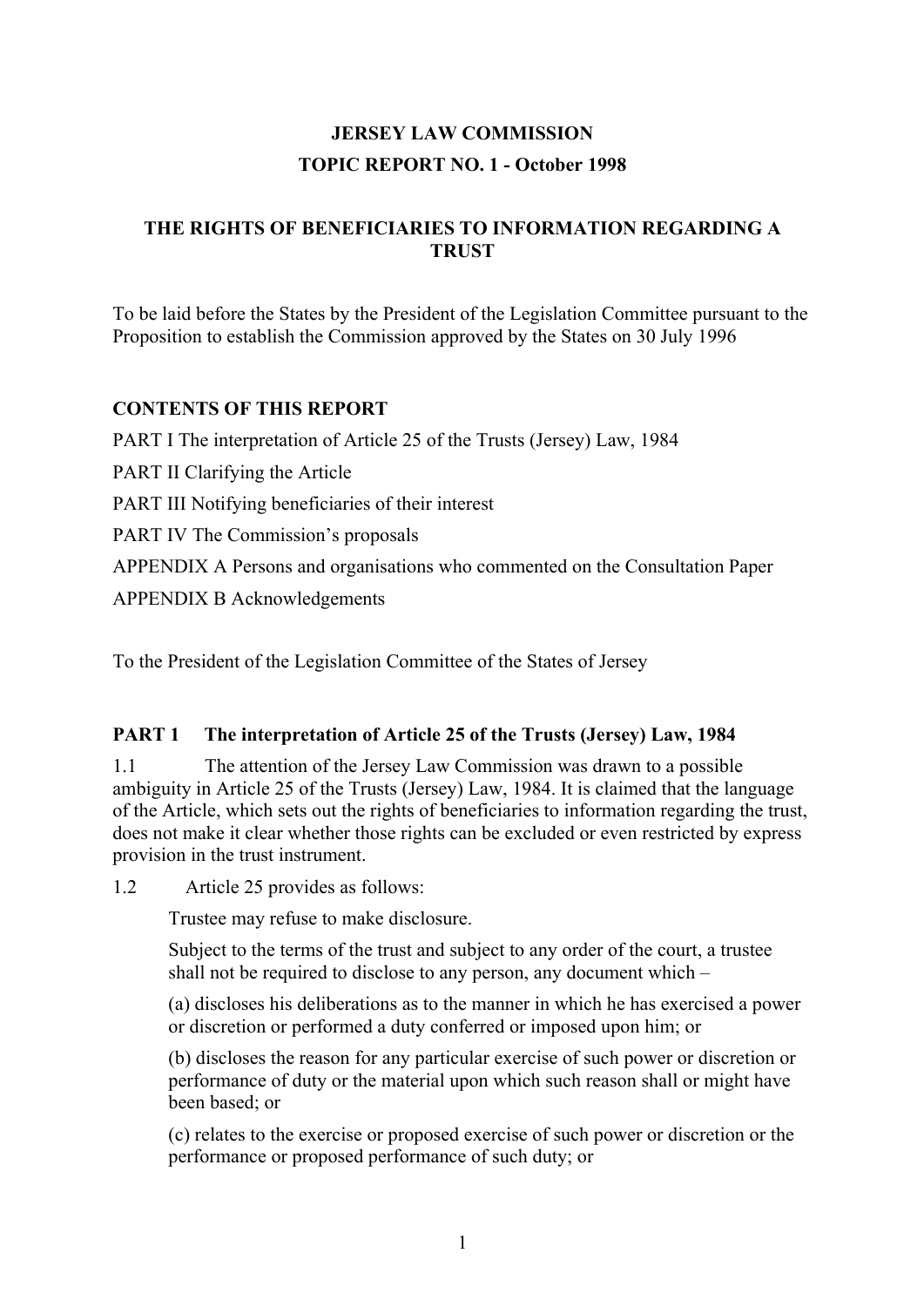**JERSEY LAW COMMISSION**

**TOPIC REPORT NO. 1 - October 1998**

# THE RIGHTS OF BENEFICIARIES TO INFORMATION REGARDING A TRUST

To be laid before the States by the President of the Legislation Committee pursuant to the Proposition to establish the Commission approved by the States on 30 July 1996

## CONTENTS OF THIS REPORT

PART I The interpretation of Article 25 of the Trusts (Jersey) Law, 1984

PART II Clarifying the Article

PART III Notifying beneficiaries of their interest

PART IV The Commission's proposals

APPENDIX A Persons and organisations who commented on the Consultation Paper

APPENDIX B Acknowledgements

To the President of the Legislation Committee of the States of Jersey

## PART 1 The interpretation of Article 25 of the Trusts (Jersey) Law, 1984

1.1 The attention of the Jersey Law Commission was drawn to a possible ambiguity in Article 25 of the Trusts (Jersey) Law, 1984. It is claimed that the language of the Article, which sets out the rights of beneficiaries to information regarding the trust, does not make it clear whether those rights can be excluded or even restricted by express provision in the trust instrument.

1.2 Article 25 provides as follows:

> Trustee may refuse to make disclosure.
>
> Subject to the terms of the trust and subject to any order of the court, a trustee shall not be required to disclose to any person, any document which –
>
> (a) discloses his deliberations as to the manner in which he has exercised a power or discretion or performed a duty conferred or imposed upon him; or
>
> (b) discloses the reason for any particular exercise of such power or discretion or performance of duty or the material upon which such reason shall or might have been based; or
>
> (c) relates to the exercise or proposed exercise of such power or discretion or the performance or proposed performance of such duty; or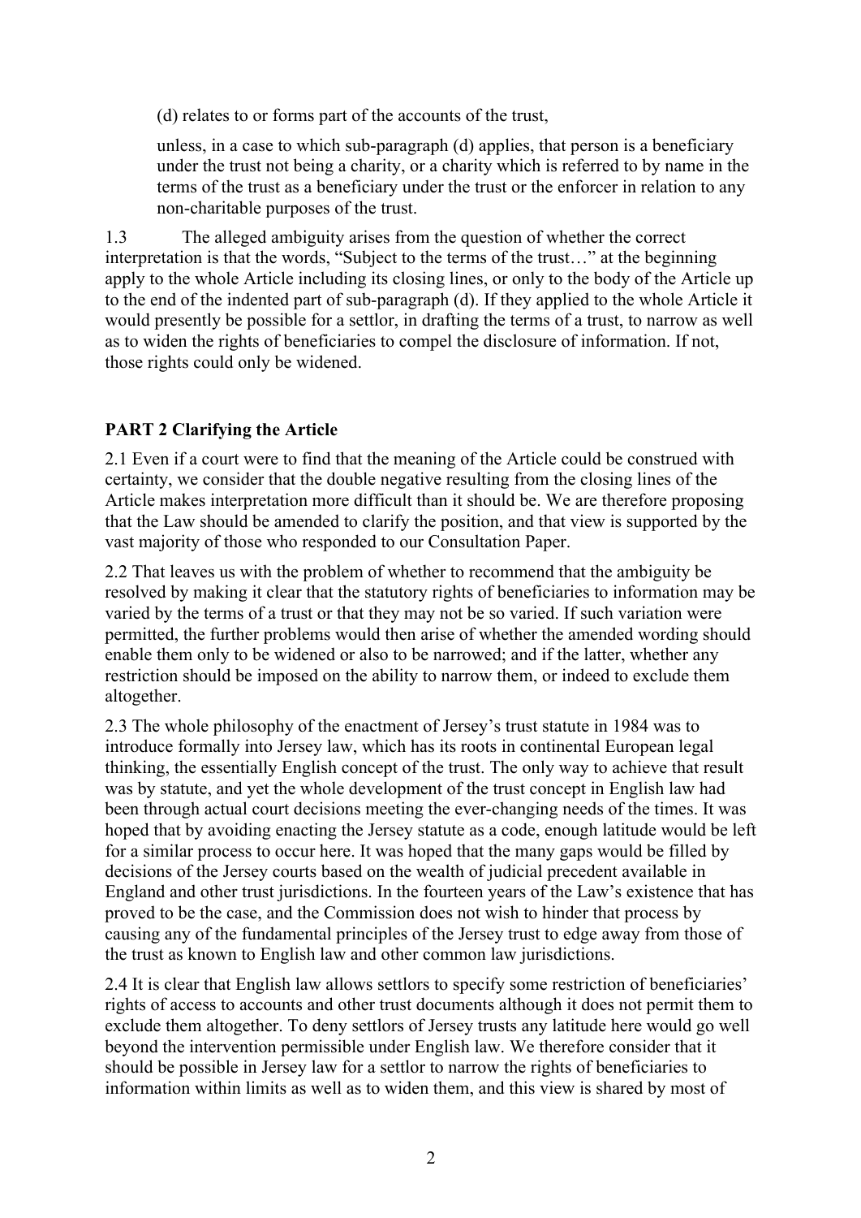(d) relates to or forms part of the accounts of the trust,

unless, in a case to which sub-paragraph (d) applies, that person is a beneficiary under the trust not being a charity, or a charity which is referred to by name in the terms of the trust as a beneficiary under the trust or the enforcer in relation to any non-charitable purposes of the trust.

1.3 The alleged ambiguity arises from the question of whether the correct interpretation is that the words, "Subject to the terms of the trust…" at the beginning apply to the whole Article including its closing lines, or only to the body of the Article up to the end of the indented part of sub-paragraph (d). If they applied to the whole Article it would presently be possible for a settlor, in drafting the terms of a trust, to narrow as well as to widen the rights of beneficiaries to compel the disclosure of information. If not, those rights could only be widened.

## PART 2 Clarifying the Article

2.1 Even if a court were to find that the meaning of the Article could be construed with certainty, we consider that the double negative resulting from the closing lines of the Article makes interpretation more difficult than it should be. We are therefore proposing that the Law should be amended to clarify the position, and that view is supported by the vast majority of those who responded to our Consultation Paper.

2.2 That leaves us with the problem of whether to recommend that the ambiguity be resolved by making it clear that the statutory rights of beneficiaries to information may be varied by the terms of a trust or that they may not be so varied. If such variation were permitted, the further problems would then arise of whether the amended wording should enable them only to be widened or also to be narrowed; and if the latter, whether any restriction should be imposed on the ability to narrow them, or indeed to exclude them altogether.

2.3 The whole philosophy of the enactment of Jersey's trust statute in 1984 was to introduce formally into Jersey law, which has its roots in continental European legal thinking, the essentially English concept of the trust. The only way to achieve that result was by statute, and yet the whole development of the trust concept in English law had been through actual court decisions meeting the ever-changing needs of the times. It was hoped that by avoiding enacting the Jersey statute as a code, enough latitude would be left for a similar process to occur here. It was hoped that the many gaps would be filled by decisions of the Jersey courts based on the wealth of judicial precedent available in England and other trust jurisdictions. In the fourteen years of the Law's existence that has proved to be the case, and the Commission does not wish to hinder that process by causing any of the fundamental principles of the Jersey trust to edge away from those of the trust as known to English law and other common law jurisdictions.

2.4 It is clear that English law allows settlors to specify some restriction of beneficiaries' rights of access to accounts and other trust documents although it does not permit them to exclude them altogether. To deny settlors of Jersey trusts any latitude here would go well beyond the intervention permissible under English law. We therefore consider that it should be possible in Jersey law for a settlor to narrow the rights of beneficiaries to information within limits as well as to widen them, and this view is shared by most of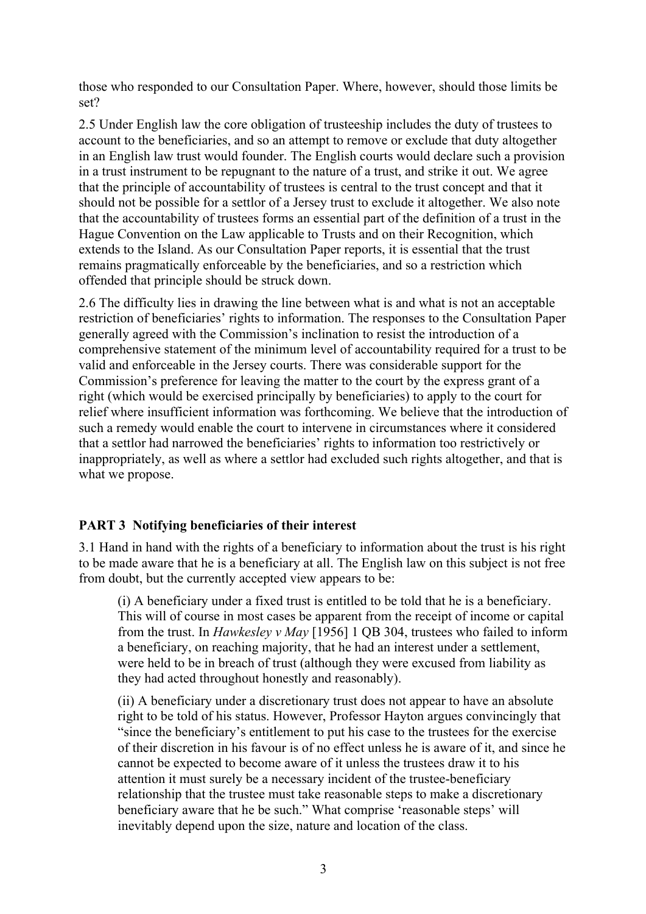those who responded to our Consultation Paper. Where, however, should those limits be set?

2.5 Under English law the core obligation of trusteeship includes the duty of trustees to account to the beneficiaries, and so an attempt to remove or exclude that duty altogether in an English law trust would founder. The English courts would declare such a provision in a trust instrument to be repugnant to the nature of a trust, and strike it out. We agree that the principle of accountability of trustees is central to the trust concept and that it should not be possible for a settlor of a Jersey trust to exclude it altogether. We also note that the accountability of trustees forms an essential part of the definition of a trust in the Hague Convention on the Law applicable to Trusts and on their Recognition, which extends to the Island. As our Consultation Paper reports, it is essential that the trust remains pragmatically enforceable by the beneficiaries, and so a restriction which offended that principle should be struck down.

2.6 The difficulty lies in drawing the line between what is and what is not an acceptable restriction of beneficiaries' rights to information. The responses to the Consultation Paper generally agreed with the Commission's inclination to resist the introduction of a comprehensive statement of the minimum level of accountability required for a trust to be valid and enforceable in the Jersey courts. There was considerable support for the Commission's preference for leaving the matter to the court by the express grant of a right (which would be exercised principally by beneficiaries) to apply to the court for relief where insufficient information was forthcoming. We believe that the introduction of such a remedy would enable the court to intervene in circumstances where it considered that a settlor had narrowed the beneficiaries' rights to information too restrictively or inappropriately, as well as where a settlor had excluded such rights altogether, and that is what we propose.

## PART 3 Notifying beneficiaries of their interest

3.1 Hand in hand with the rights of a beneficiary to information about the trust is his right to be made aware that he is a beneficiary at all. The English law on this subject is not free from doubt, but the currently accepted view appears to be:

> (i) A beneficiary under a fixed trust is entitled to be told that he is a beneficiary. This will of course in most cases be apparent from the receipt of income or capital from the trust. In *Hawkesley v May* [1956] 1 QB 304, trustees who failed to inform a beneficiary, on reaching majority, that he had an interest under a settlement, were held to be in breach of trust (although they were excused from liability as they had acted throughout honestly and reasonably).
>
> (ii) A beneficiary under a discretionary trust does not appear to have an absolute right to be told of his status. However, Professor Hayton argues convincingly that "since the beneficiary's entitlement to put his case to the trustees for the exercise of their discretion in his favour is of no effect unless he is aware of it, and since he cannot be expected to become aware of it unless the trustees draw it to his attention it must surely be a necessary incident of the trustee-beneficiary relationship that the trustee must take reasonable steps to make a discretionary beneficiary aware that he be such." What comprise 'reasonable steps' will inevitably depend upon the size, nature and location of the class.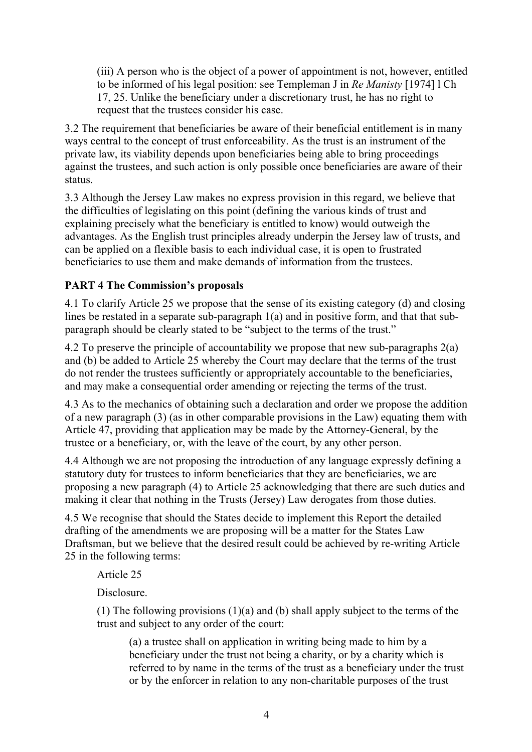(iii) A person who is the object of a power of appointment is not, however, entitled to be informed of his legal position: see Templeman J in *Re Manisty* [1974] l Ch 17, 25. Unlike the beneficiary under a discretionary trust, he has no right to request that the trustees consider his case.

3.2 The requirement that beneficiaries be aware of their beneficial entitlement is in many ways central to the concept of trust enforceability. As the trust is an instrument of the private law, its viability depends upon beneficiaries being able to bring proceedings against the trustees, and such action is only possible once beneficiaries are aware of their status.

3.3 Although the Jersey Law makes no express provision in this regard, we believe that the difficulties of legislating on this point (defining the various kinds of trust and explaining precisely what the beneficiary is entitled to know) would outweigh the advantages. As the English trust principles already underpin the Jersey law of trusts, and can be applied on a flexible basis to each individual case, it is open to frustrated beneficiaries to use them and make demands of information from the trustees.

## PART 4 The Commission's proposals

4.1 To clarify Article 25 we propose that the sense of its existing category (d) and closing lines be restated in a separate sub-paragraph 1(a) and in positive form, and that that sub-paragraph should be clearly stated to be "subject to the terms of the trust."

4.2 To preserve the principle of accountability we propose that new sub-paragraphs 2(a) and (b) be added to Article 25 whereby the Court may declare that the terms of the trust do not render the trustees sufficiently or appropriately accountable to the beneficiaries, and may make a consequential order amending or rejecting the terms of the trust.

4.3 As to the mechanics of obtaining such a declaration and order we propose the addition of a new paragraph (3) (as in other comparable provisions in the Law) equating them with Article 47, providing that application may be made by the Attorney-General, by the trustee or a beneficiary, or, with the leave of the court, by any other person.

4.4 Although we are not proposing the introduction of any language expressly defining a statutory duty for trustees to inform beneficiaries that they are beneficiaries, we are proposing a new paragraph (4) to Article 25 acknowledging that there are such duties and making it clear that nothing in the Trusts (Jersey) Law derogates from those duties.

4.5 We recognise that should the States decide to implement this Report the detailed drafting of the amendments we are proposing will be a matter for the States Law Draftsman, but we believe that the desired result could be achieved by re-writing Article 25 in the following terms:

> Article 25
>
> Disclosure.
>
> (1) The following provisions (1)(a) and (b) shall apply subject to the terms of the trust and subject to any order of the court:
>
> > (a) a trustee shall on application in writing being made to him by a beneficiary under the trust not being a charity, or by a charity which is referred to by name in the terms of the trust as a beneficiary under the trust or by the enforcer in relation to any non-charitable purposes of the trust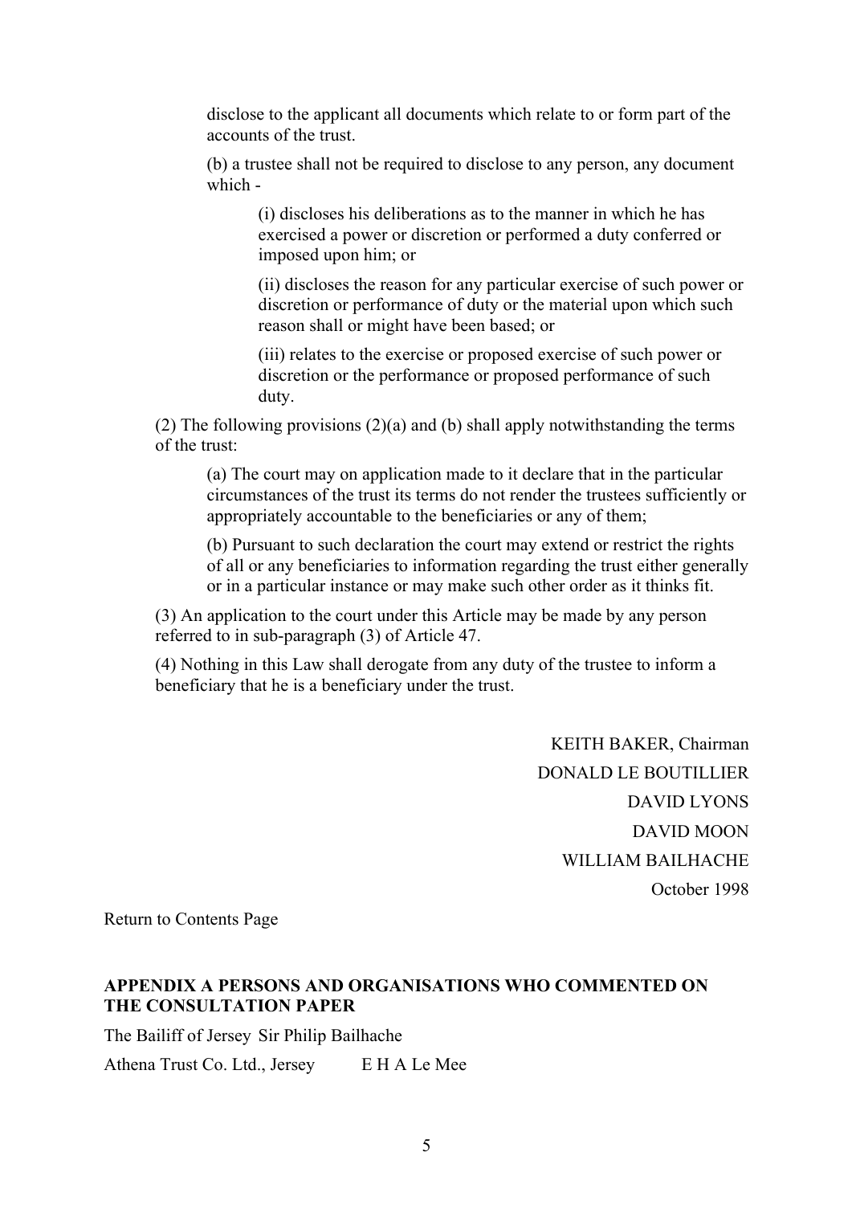disclose to the applicant all documents which relate to or form part of the accounts of the trust.

(b) a trustee shall not be required to disclose to any person, any document which -

(i) discloses his deliberations as to the manner in which he has exercised a power or discretion or performed a duty conferred or imposed upon him; or

(ii) discloses the reason for any particular exercise of such power or discretion or performance of duty or the material upon which such reason shall or might have been based; or

(iii) relates to the exercise or proposed exercise of such power or discretion or the performance or proposed performance of such duty.

(2) The following provisions (2)(a) and (b) shall apply notwithstanding the terms of the trust:

(a) The court may on application made to it declare that in the particular circumstances of the trust its terms do not render the trustees sufficiently or appropriately accountable to the beneficiaries or any of them;

(b) Pursuant to such declaration the court may extend or restrict the rights of all or any beneficiaries to information regarding the trust either generally or in a particular instance or may make such other order as it thinks fit.

(3) An application to the court under this Article may be made by any person referred to in sub-paragraph (3) of Article 47.

(4) Nothing in this Law shall derogate from any duty of the trustee to inform a beneficiary that he is a beneficiary under the trust.

KEITH BAKER, Chairman
DONALD LE BOUTILLIER
DAVID LYONS
DAVID MOON
WILLIAM BAILHACHE
October 1998

Return to Contents Page

**APPENDIX A PERSONS AND ORGANISATIONS WHO COMMENTED ON THE CONSULTATION PAPER**

The Bailiff of Jersey Sir Philip Bailhache

Athena Trust Co. Ltd., Jersey E H A Le Mee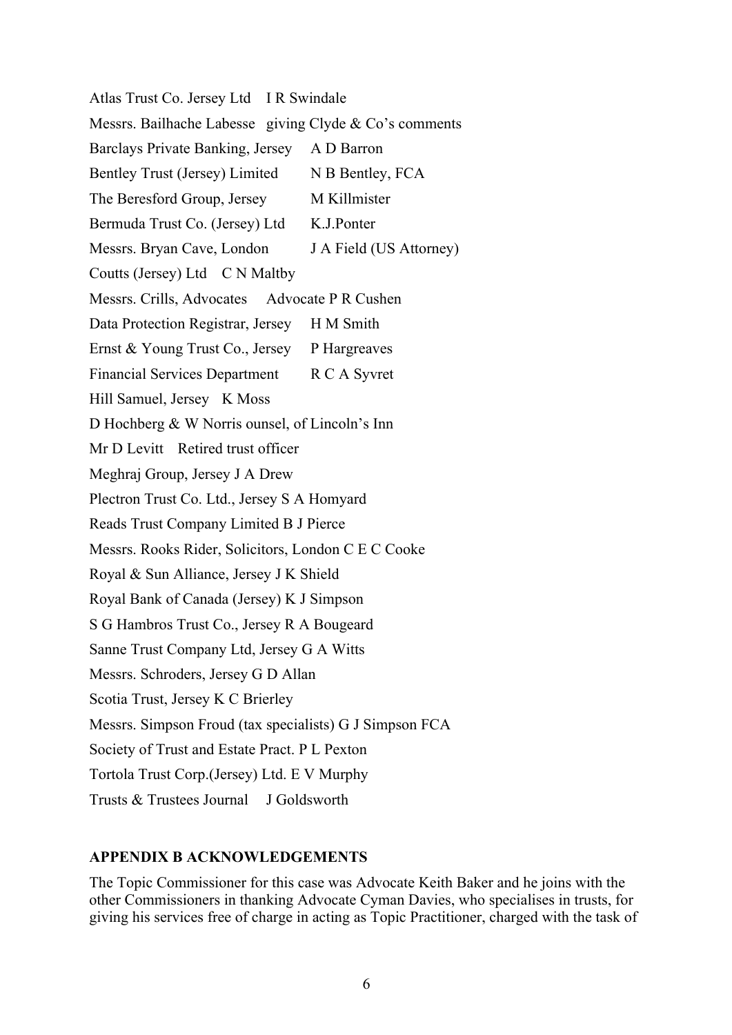Atlas Trust Co. Jersey Ltd I R Swindale

Messrs. Bailhache Labesse giving Clyde & Co's comments

Barclays Private Banking, Jersey A D Barron

Bentley Trust (Jersey) Limited N B Bentley, FCA

The Beresford Group, Jersey M Killmister

Bermuda Trust Co. (Jersey) Ltd K.J.Ponter

Messrs. Bryan Cave, London J A Field (US Attorney)

Coutts (Jersey) Ltd C N Maltby

Messrs. Crills, Advocates Advocate P R Cushen

Data Protection Registrar, Jersey H M Smith

Ernst & Young Trust Co., Jersey P Hargreaves

Financial Services Department R C A Syvret

Hill Samuel, Jersey K Moss

D Hochberg & W Norris ounsel, of Lincoln's Inn

Mr D Levitt Retired trust officer

Meghraj Group, Jersey J A Drew

Plectron Trust Co. Ltd., Jersey S A Homyard

Reads Trust Company Limited B J Pierce

Messrs. Rooks Rider, Solicitors, London C E C Cooke

Royal & Sun Alliance, Jersey J K Shield

Royal Bank of Canada (Jersey) K J Simpson

S G Hambros Trust Co., Jersey R A Bougeard

Sanne Trust Company Ltd, Jersey G A Witts

Messrs. Schroders, Jersey G D Allan

Scotia Trust, Jersey K C Brierley

Messrs. Simpson Froud (tax specialists) G J Simpson FCA

Society of Trust and Estate Pract. P L Pexton

Tortola Trust Corp.(Jersey) Ltd. E V Murphy

Trusts & Trustees Journal J Goldsworth

## APPENDIX B ACKNOWLEDGEMENTS

The Topic Commissioner for this case was Advocate Keith Baker and he joins with the other Commissioners in thanking Advocate Cyman Davies, who specialises in trusts, for giving his services free of charge in acting as Topic Practitioner, charged with the task of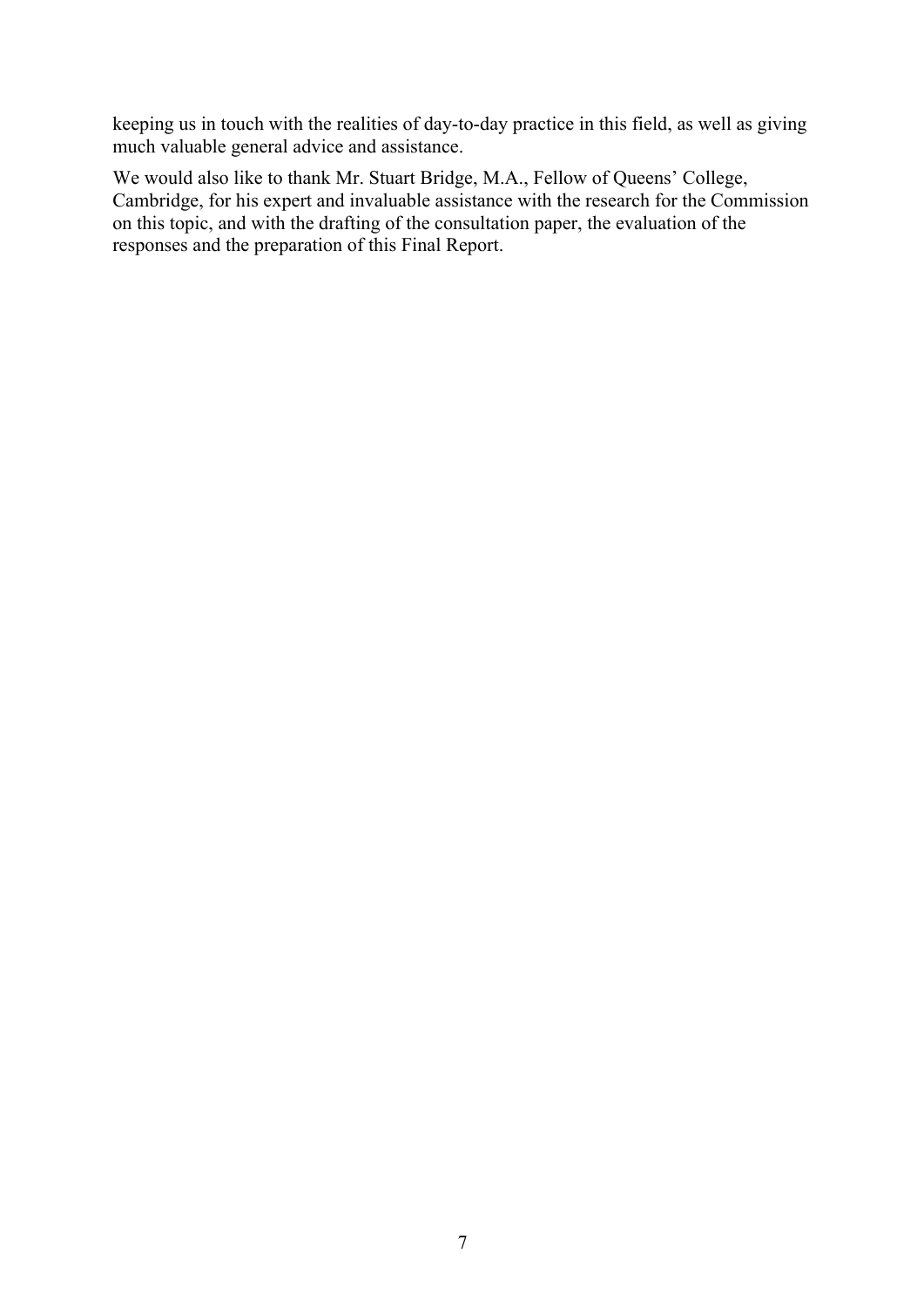keeping us in touch with the realities of day-to-day practice in this field, as well as giving much valuable general advice and assistance.

We would also like to thank Mr. Stuart Bridge, M.A., Fellow of Queens' College, Cambridge, for his expert and invaluable assistance with the research for the Commission on this topic, and with the drafting of the consultation paper, the evaluation of the responses and the preparation of this Final Report.